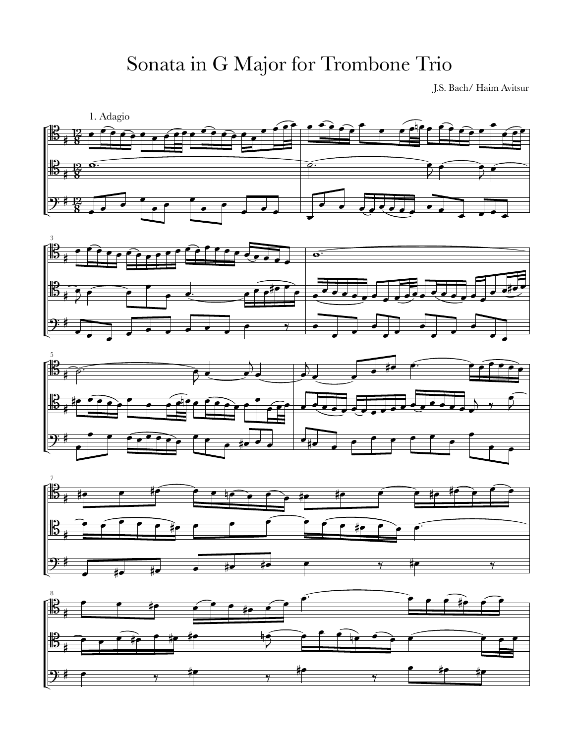# Sonata in G Major for Trombone Trio

J.S. Bach/ Haim Avitsur

1. Adagio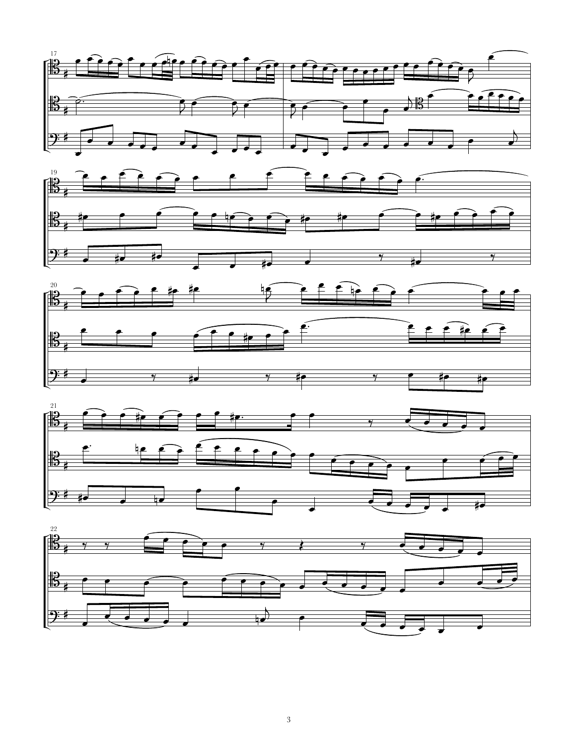17

19

20

21

22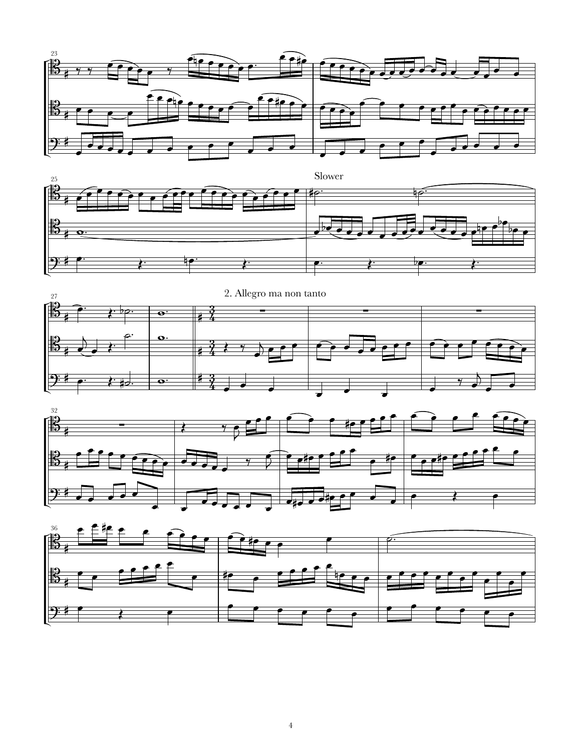Slower

2. Allegro ma non tanto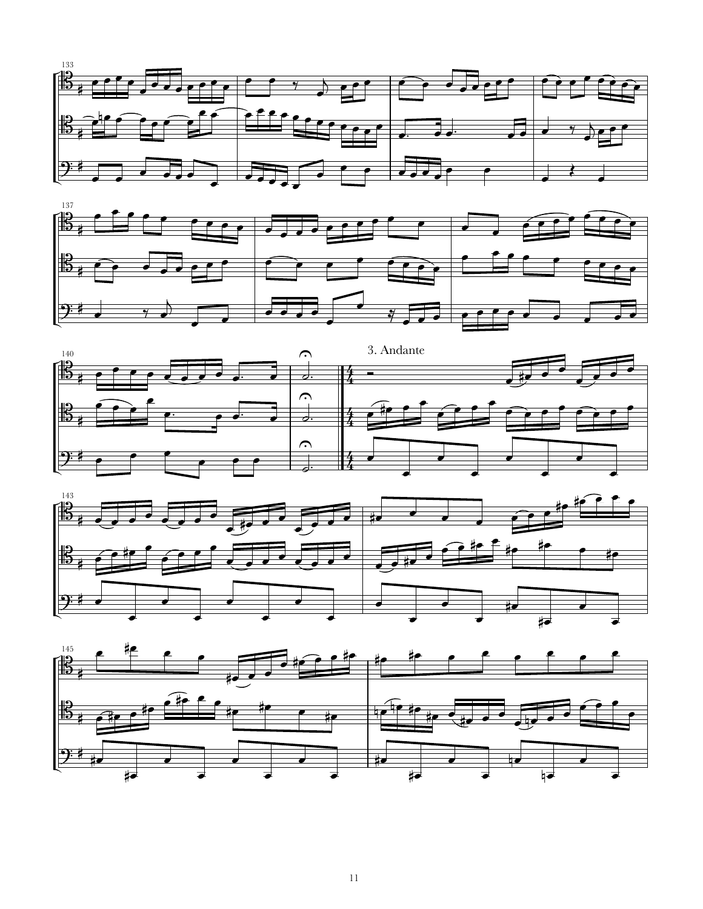3. Andante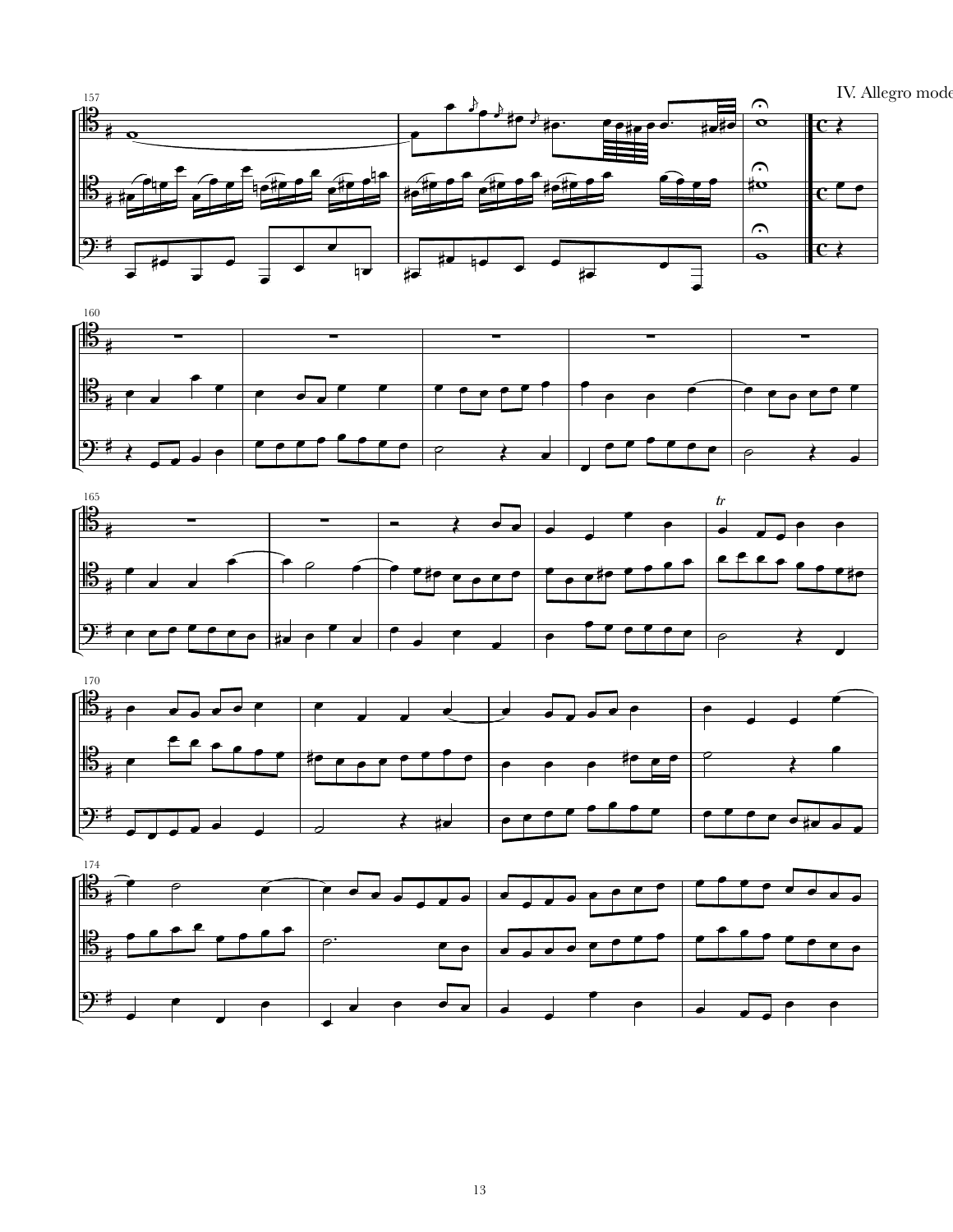IV. Allegro mode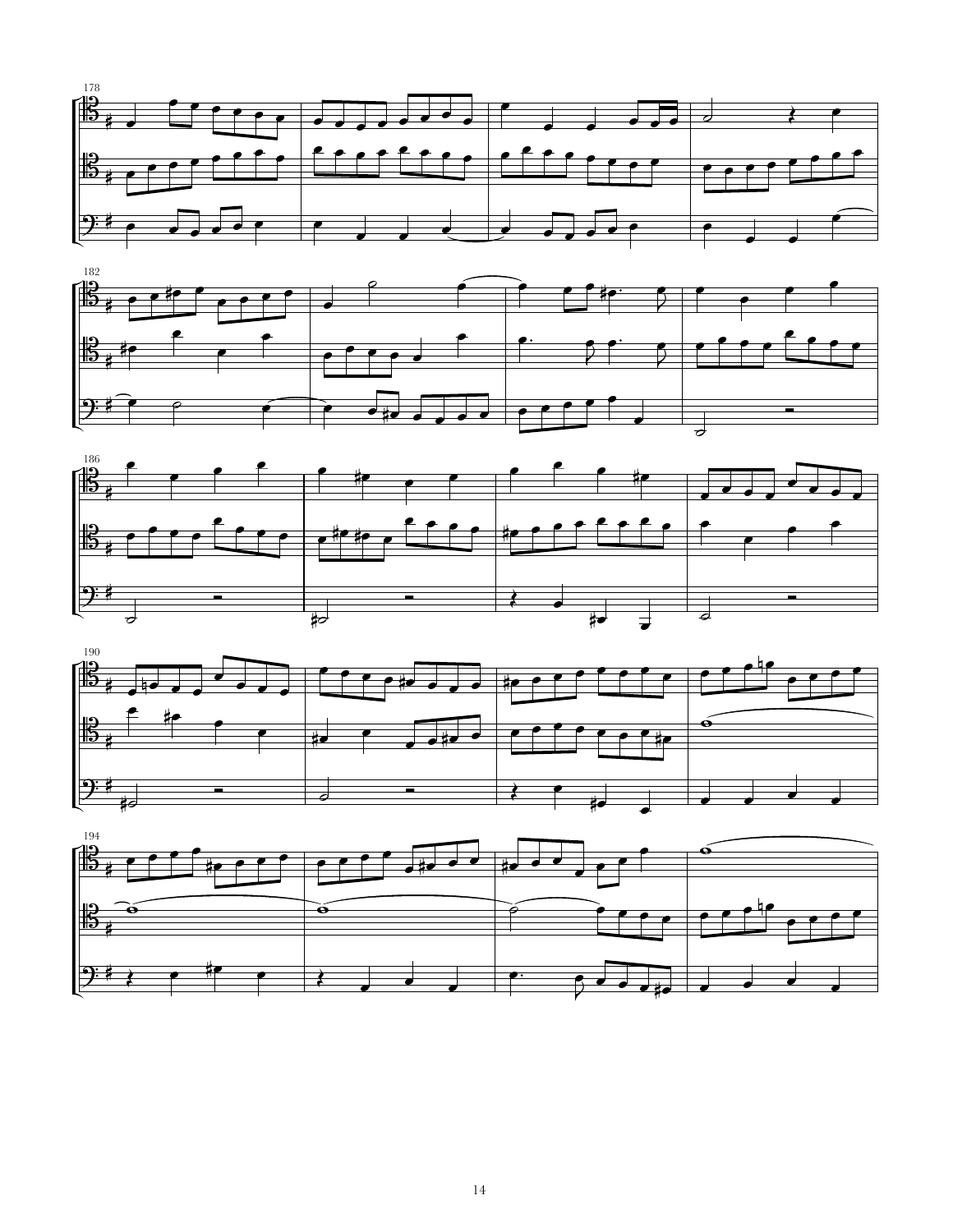178

182

186

190

194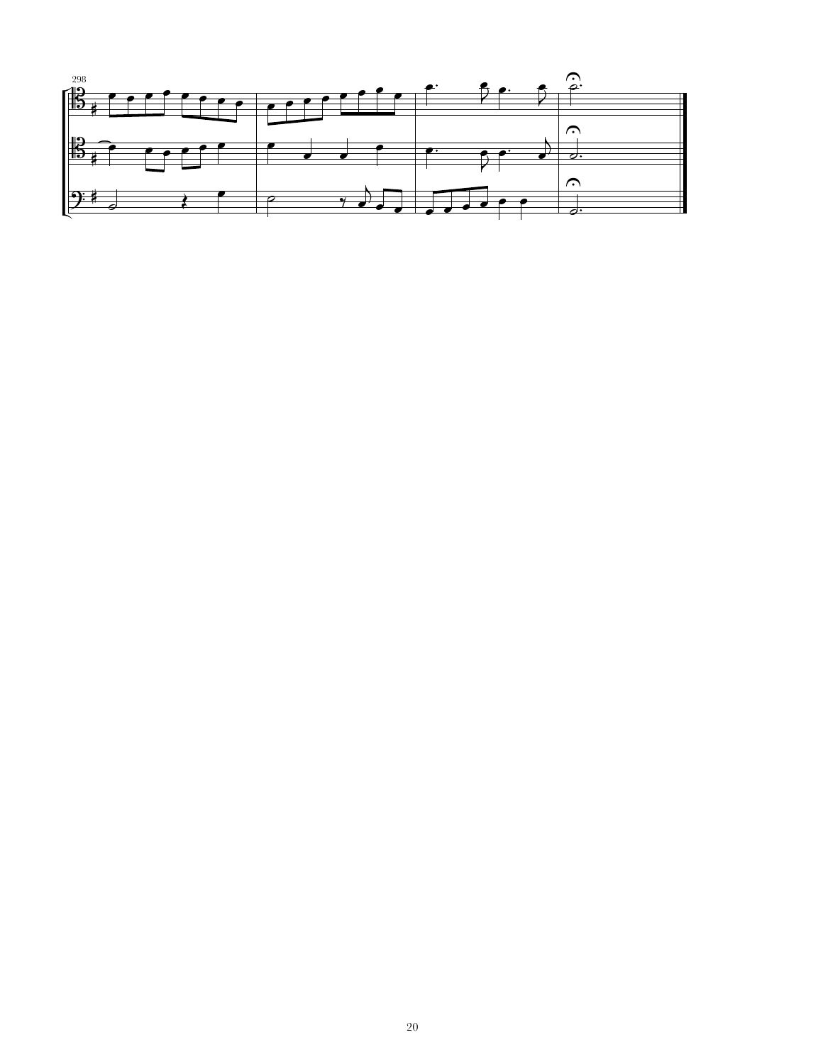298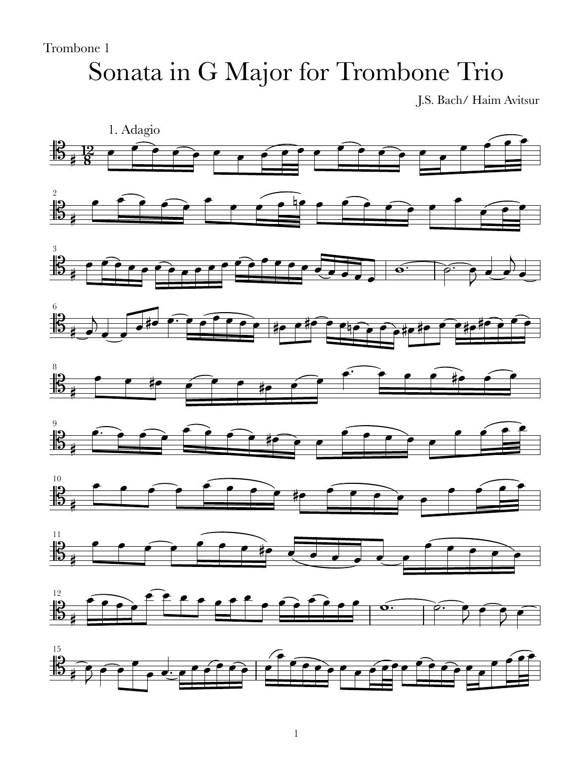Trombone 1

# Sonata in G Major for Trombone Trio

J.S. Bach/ Haim Avitsur

1. Adagio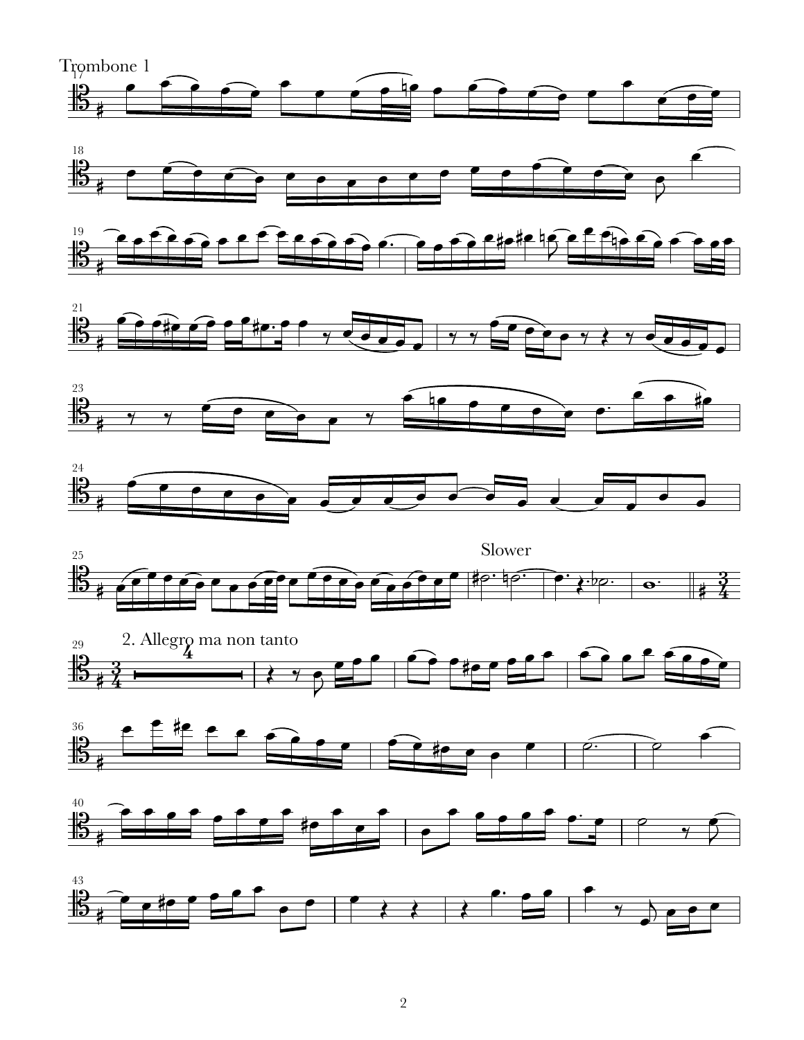Trombone 1

Slower

2. Allegro ma non tanto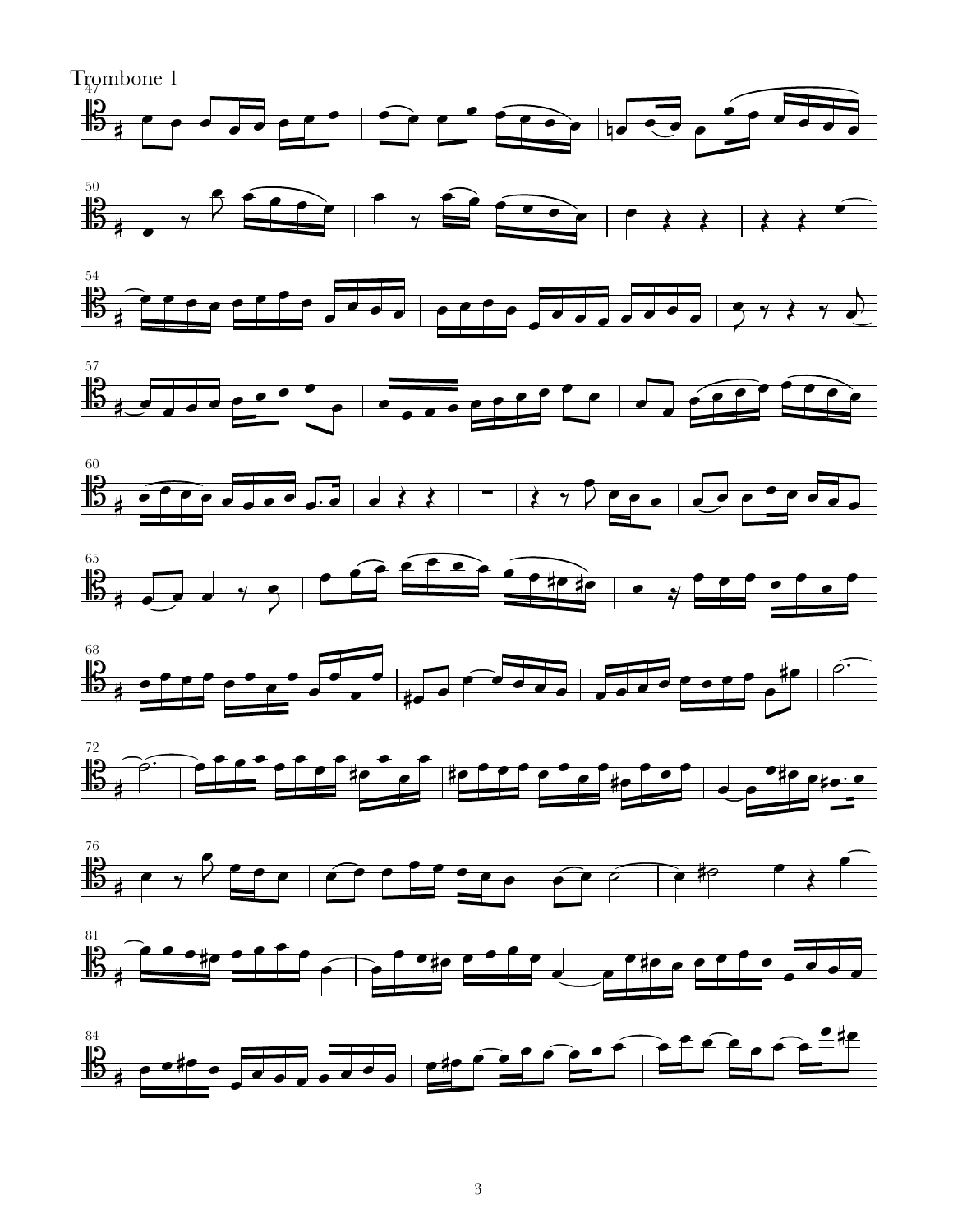Trombone 1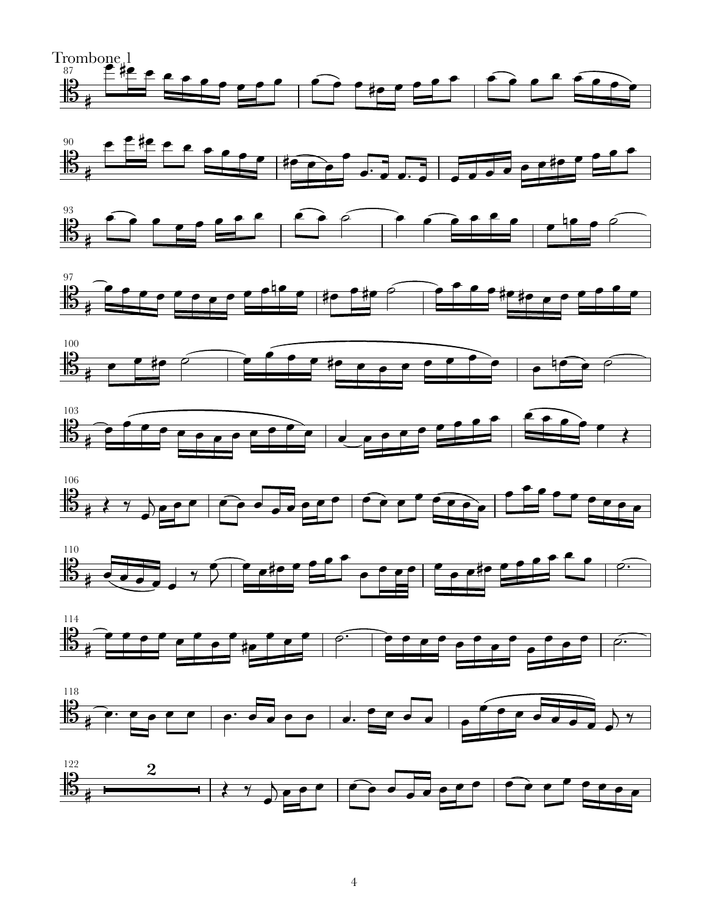Trombone 1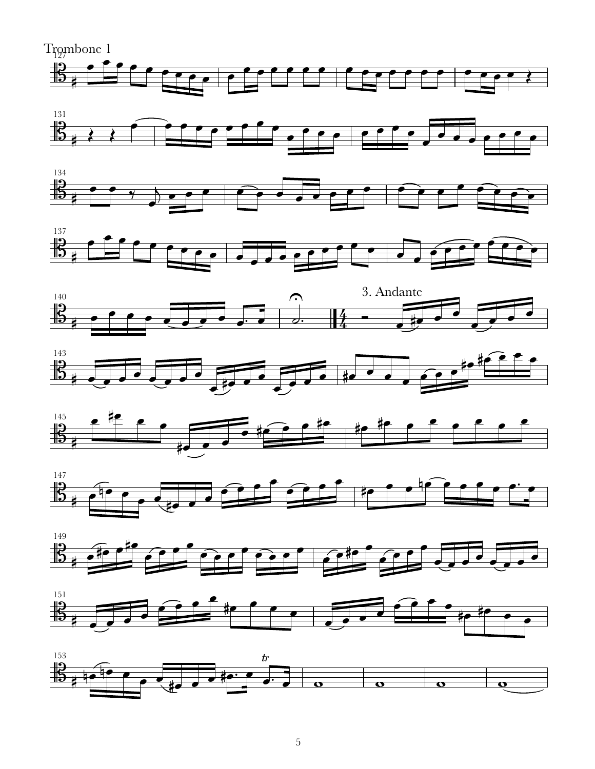Trombone 1

3. Andante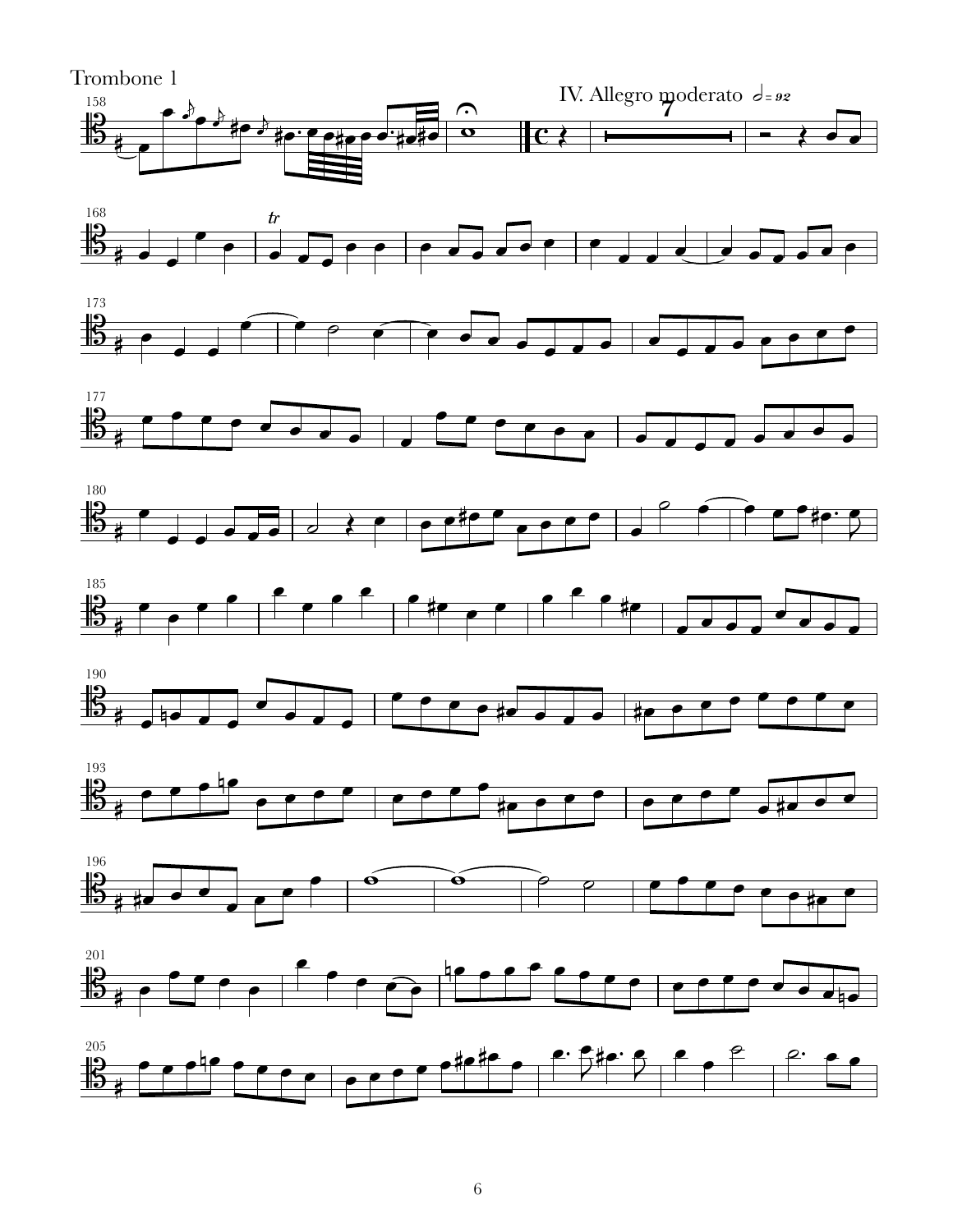Trombone 1

IV. Allegro moderato 𝅗𝅥 = 92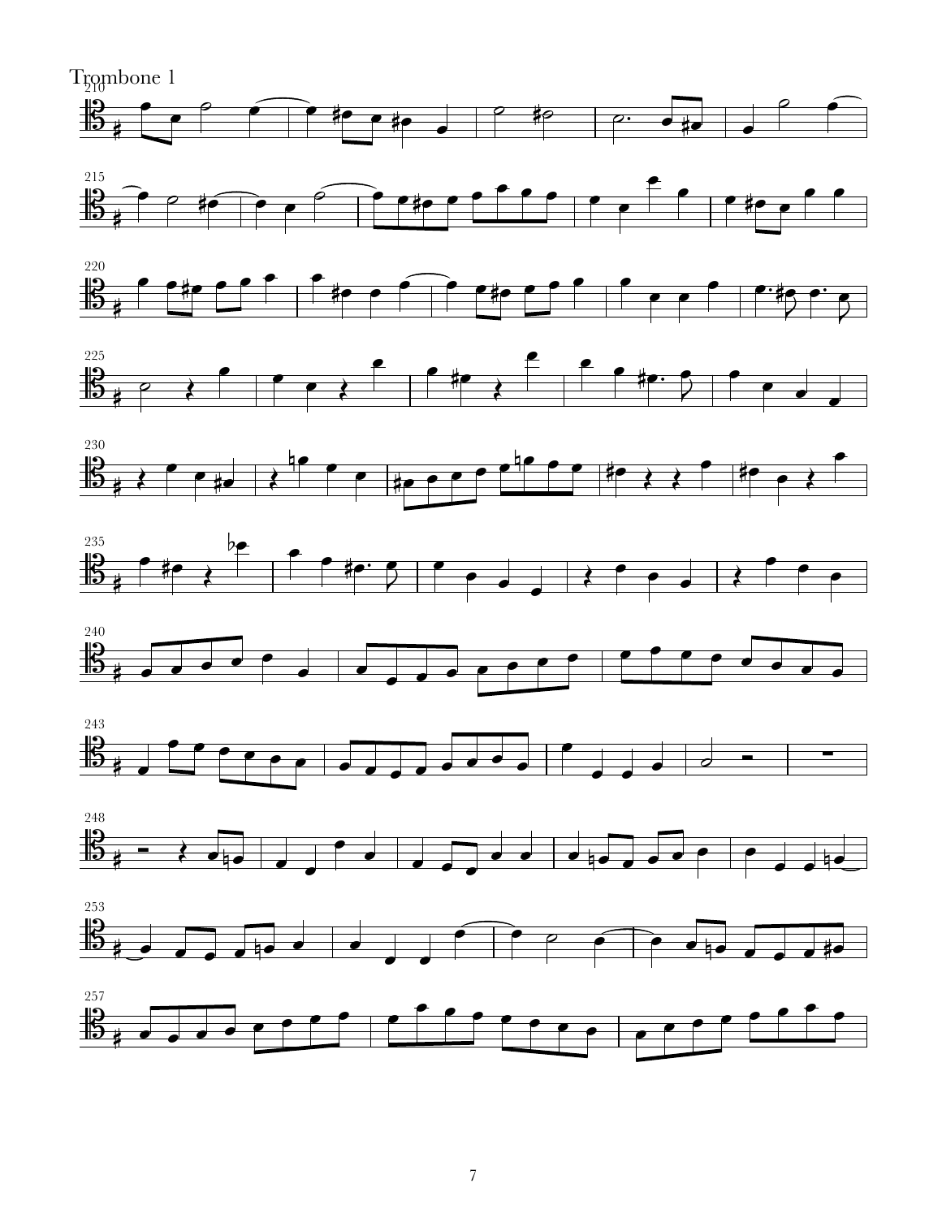Trombone 1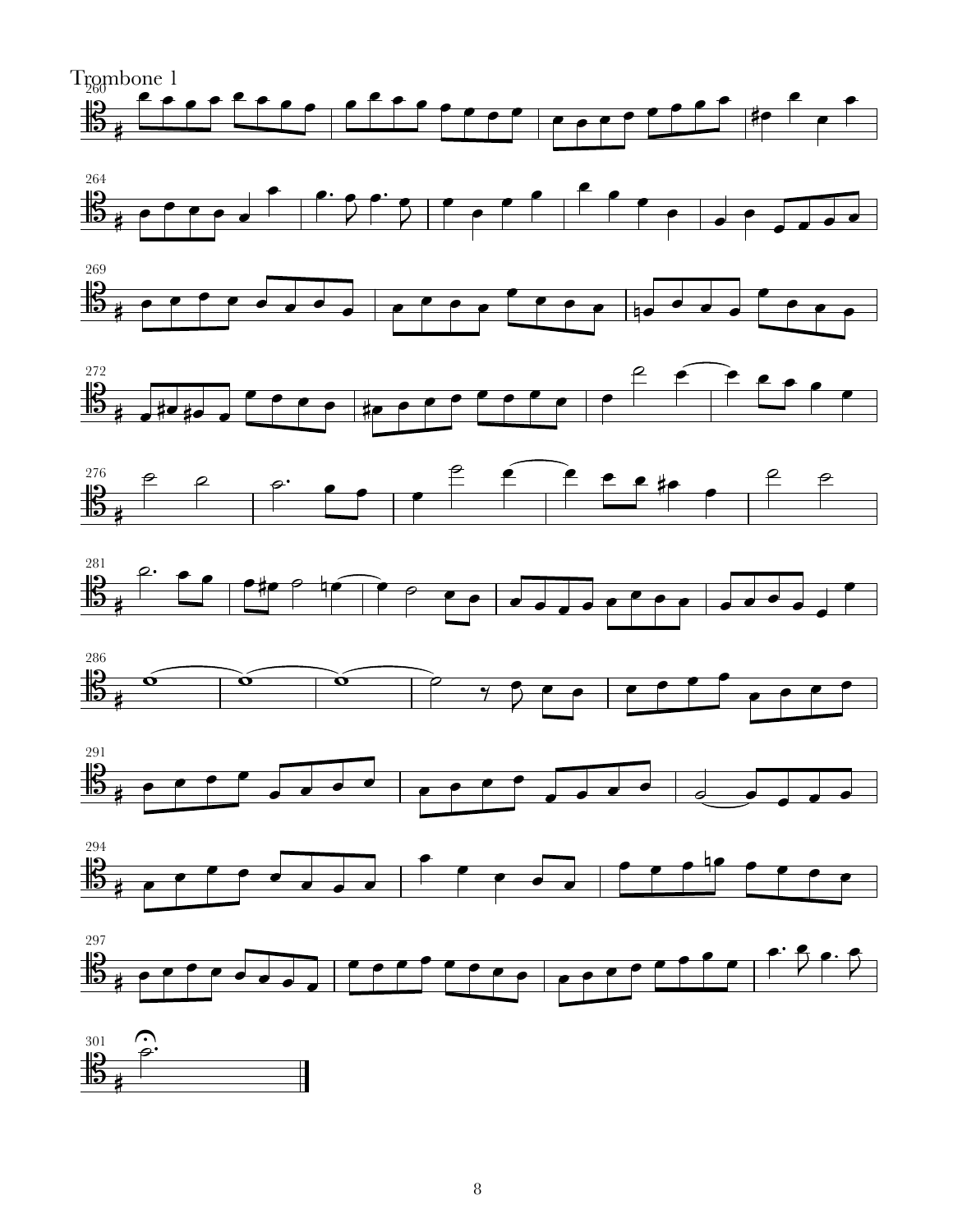Trombone 1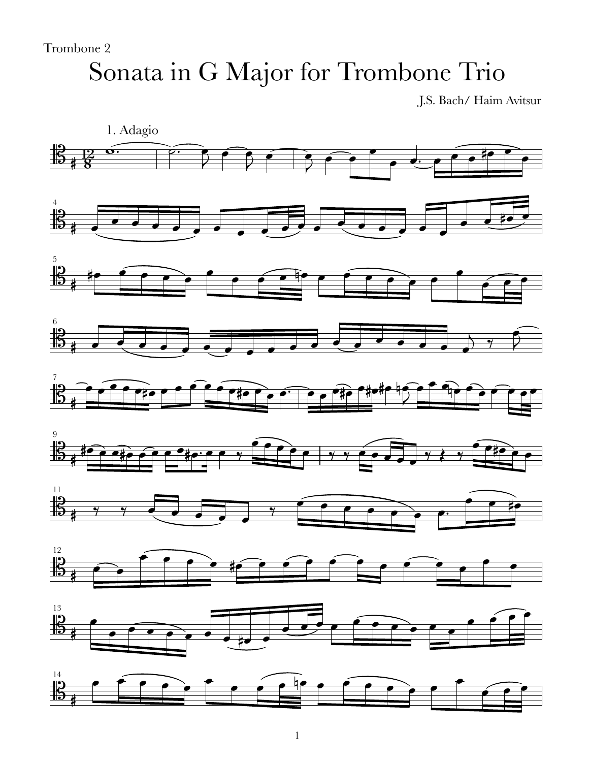Trombone 2

# Sonata in G Major for Trombone Trio

J.S. Bach/ Haim Avitsur

1. Adagio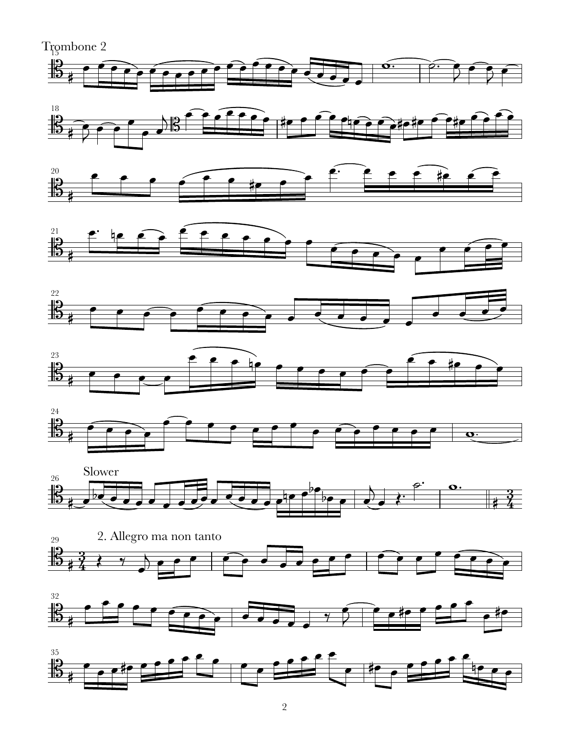Trombone 2

Slower

2. Allegro ma non tanto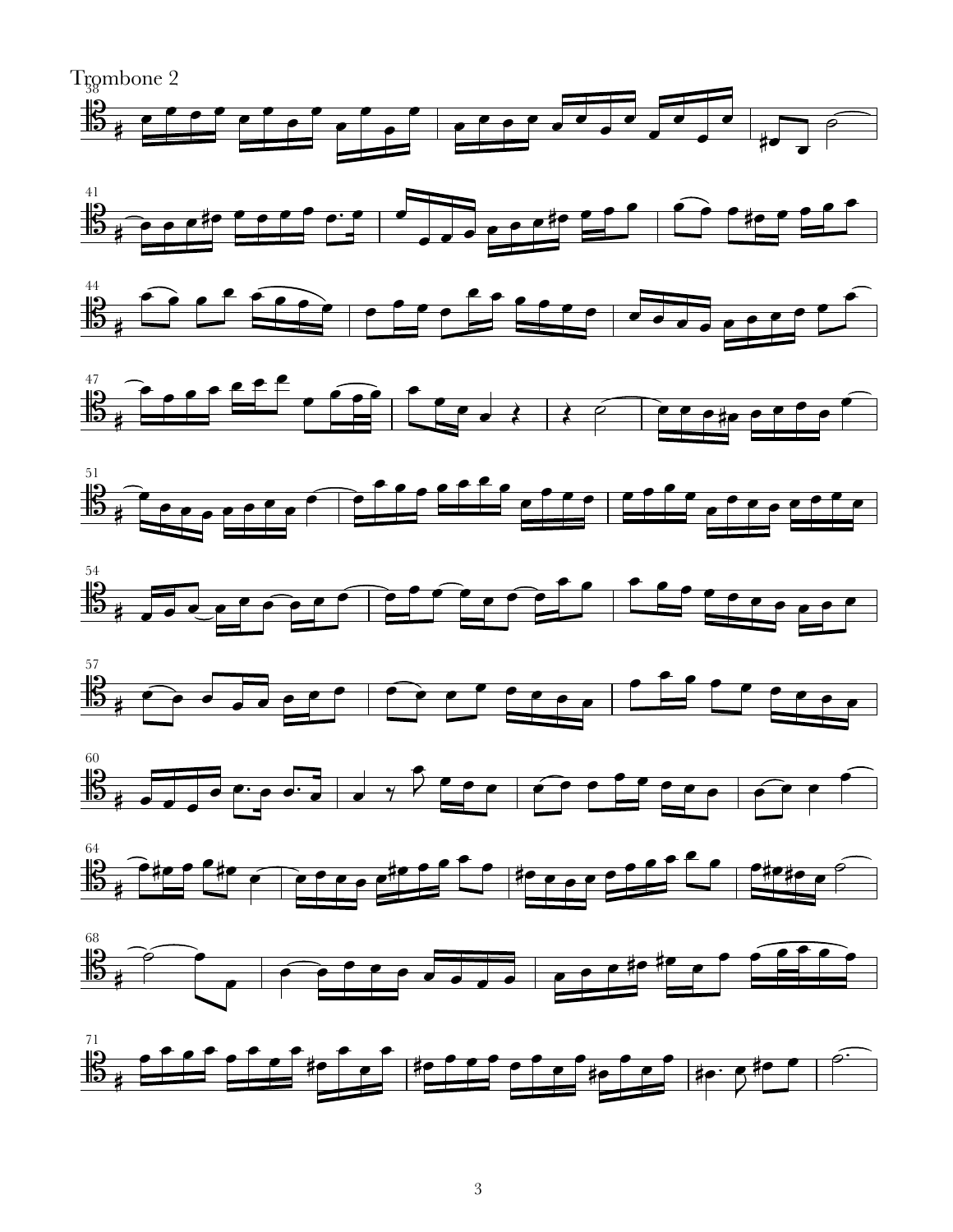Trombone 2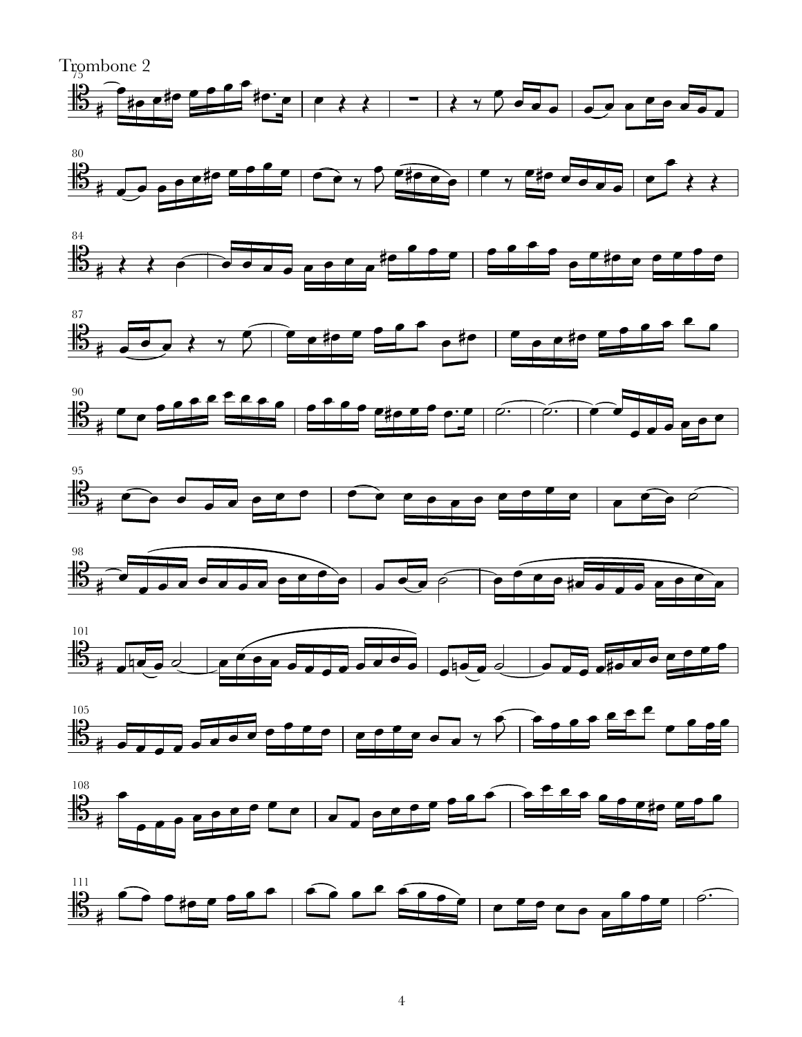Trombone 2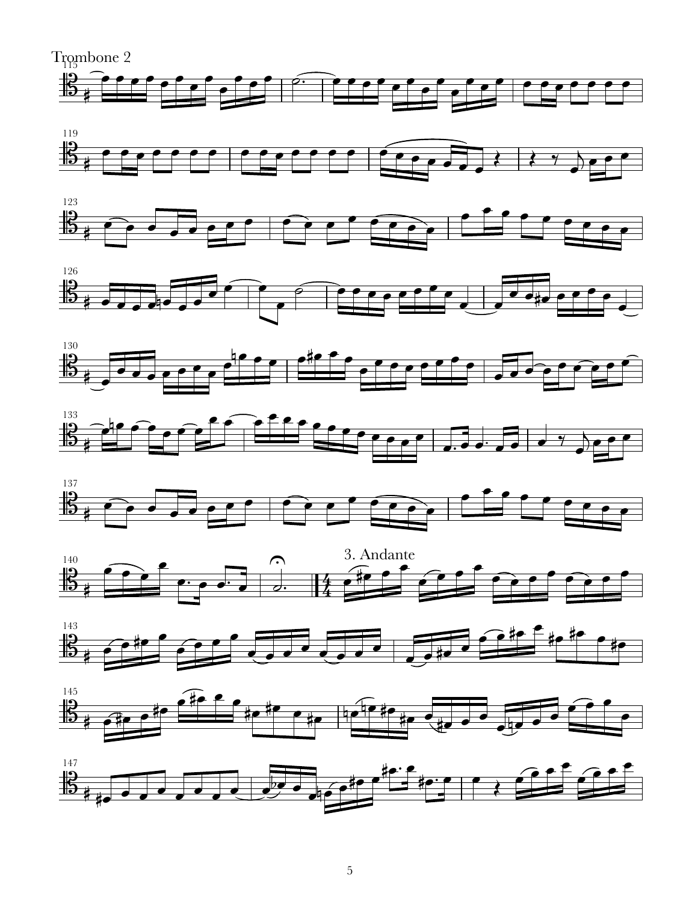Trombone 2

3. Andante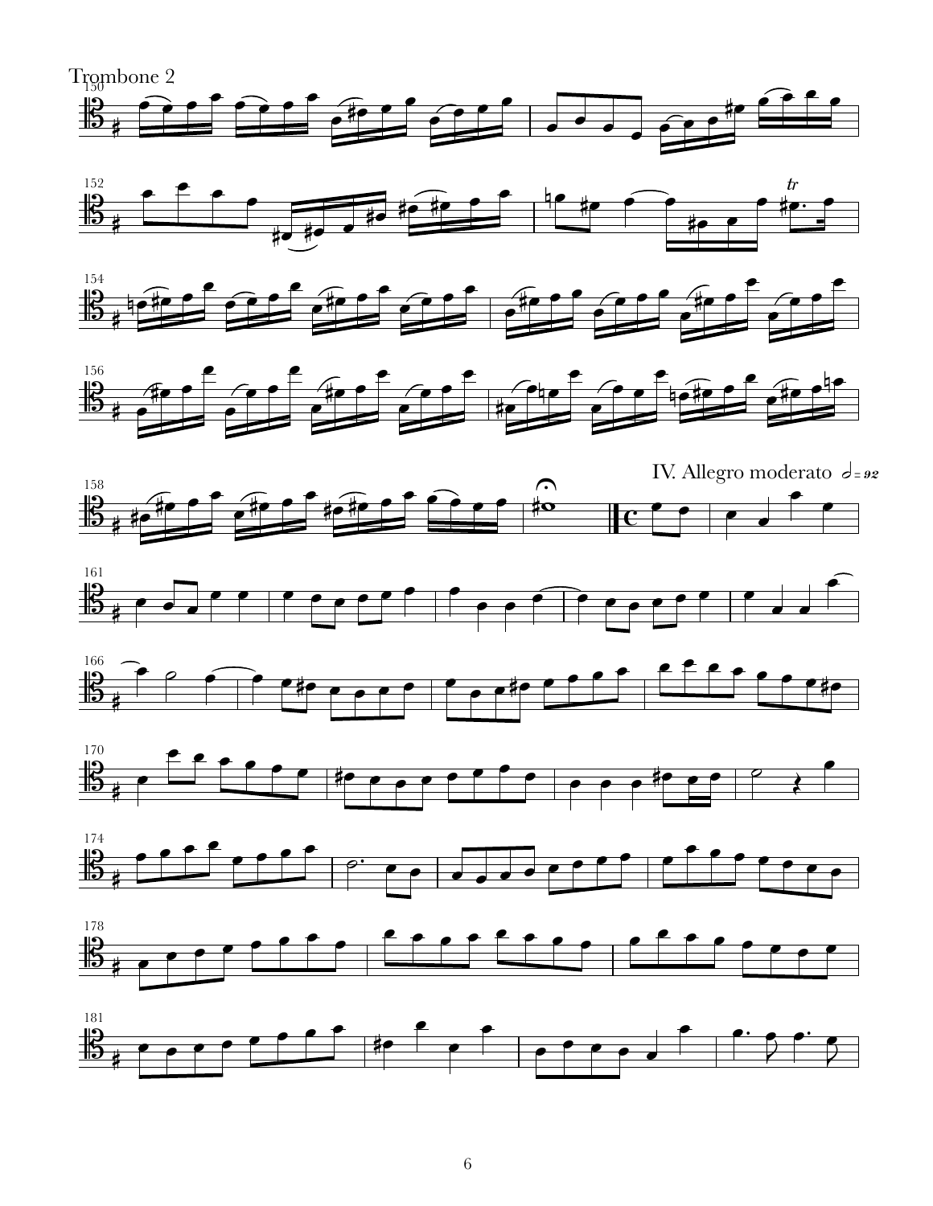Trombone 2

IV. Allegro moderato 𝅗𝅥 = 92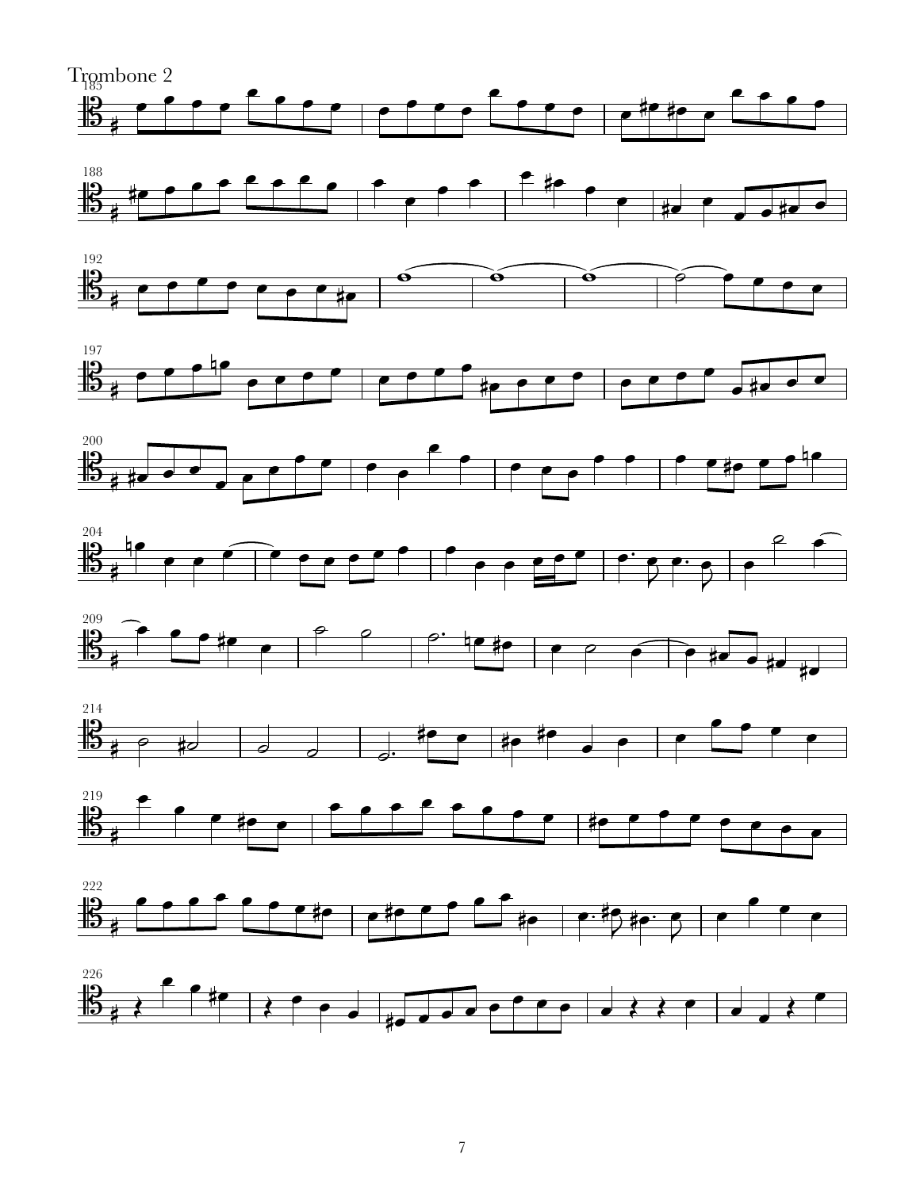Trombone 2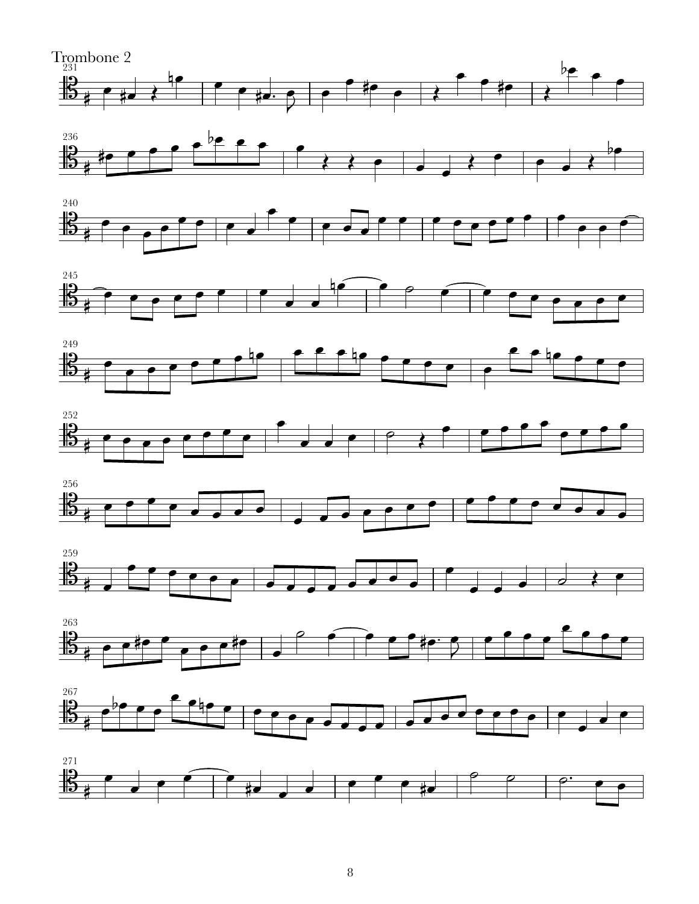Trombone 2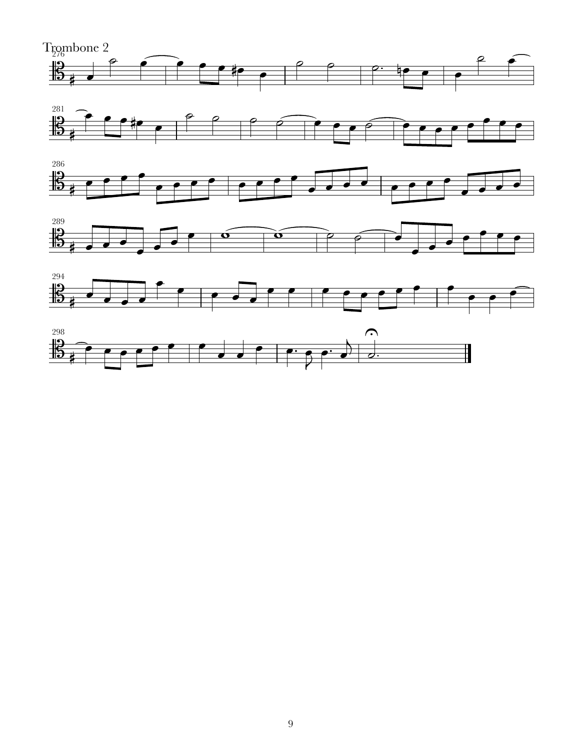Trombone 2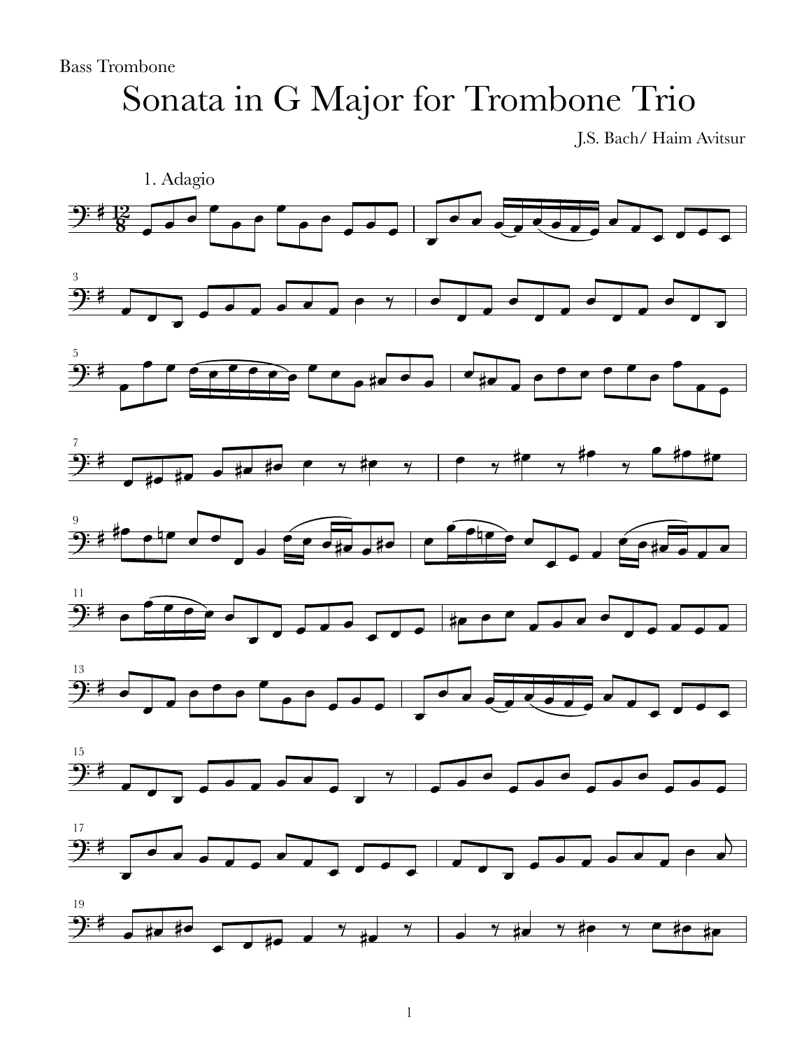Bass Trombone

# Sonata in G Major for Trombone Trio

J.S. Bach/ Haim Avitsur

1. Adagio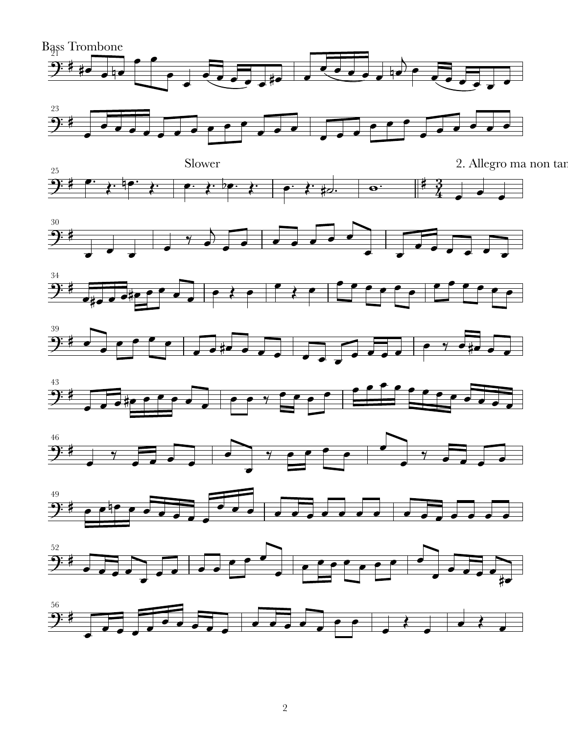Bass Trombone

Slower

2. Allegro ma non tan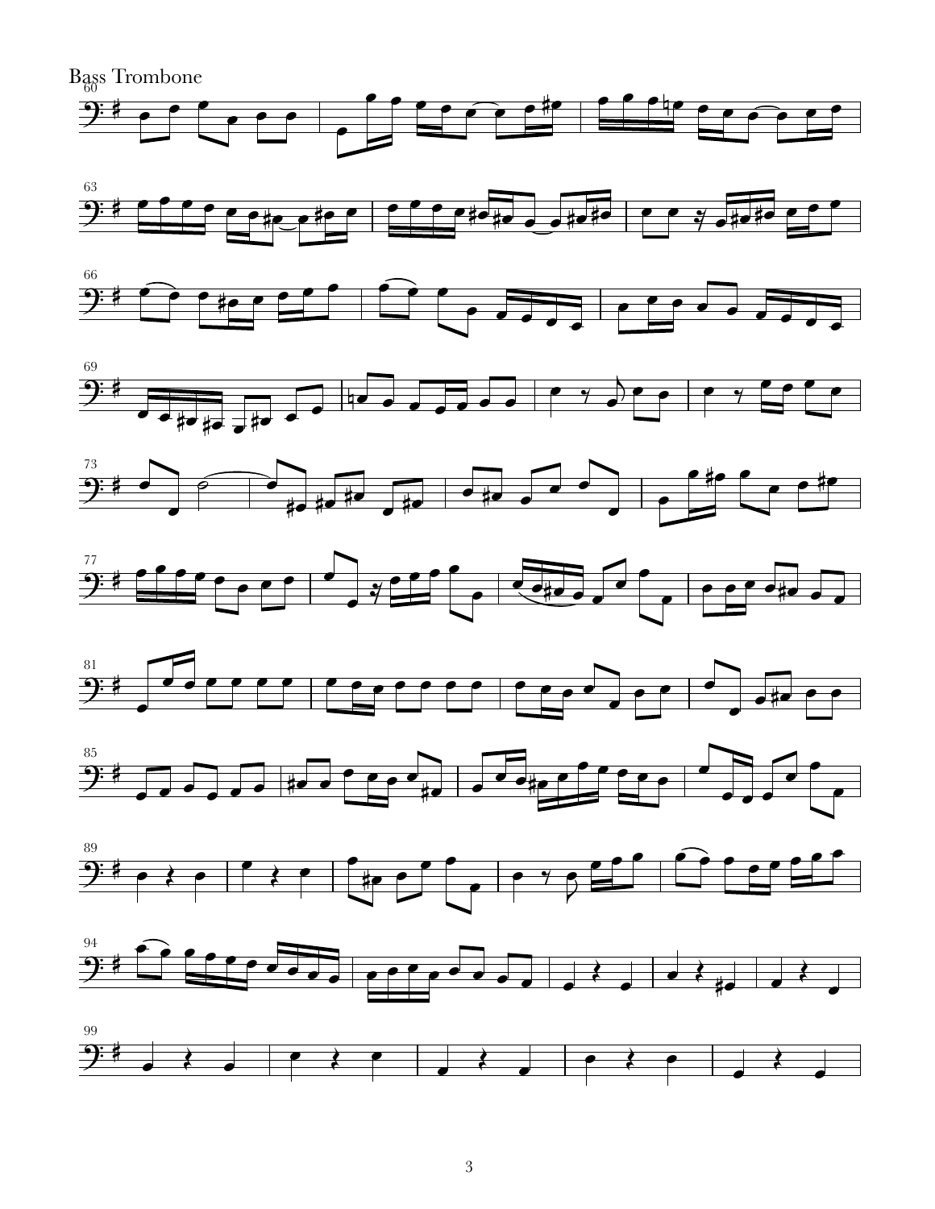Bass Trombone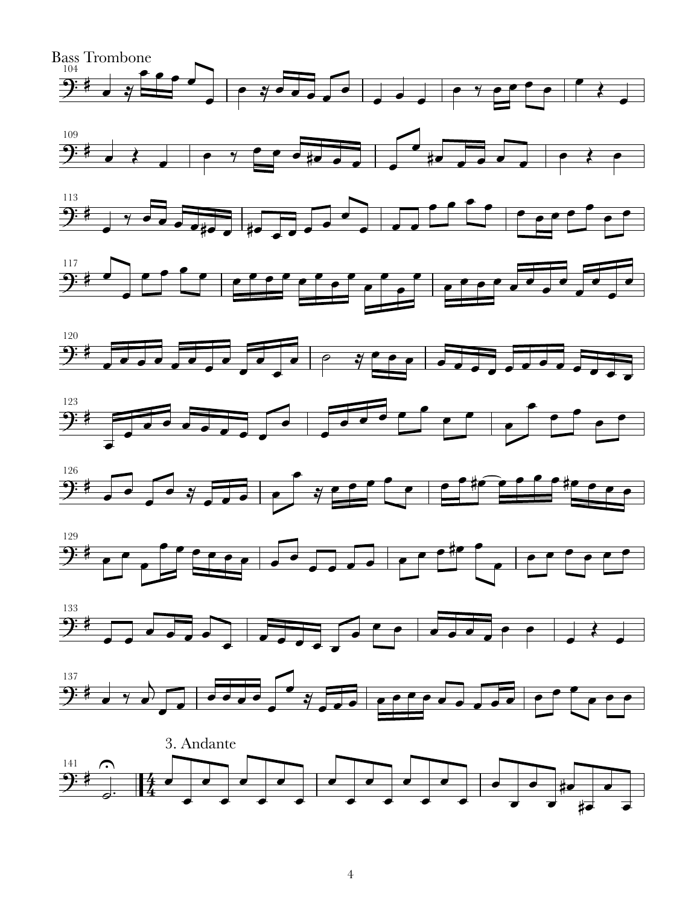Bass Trombone

3. Andante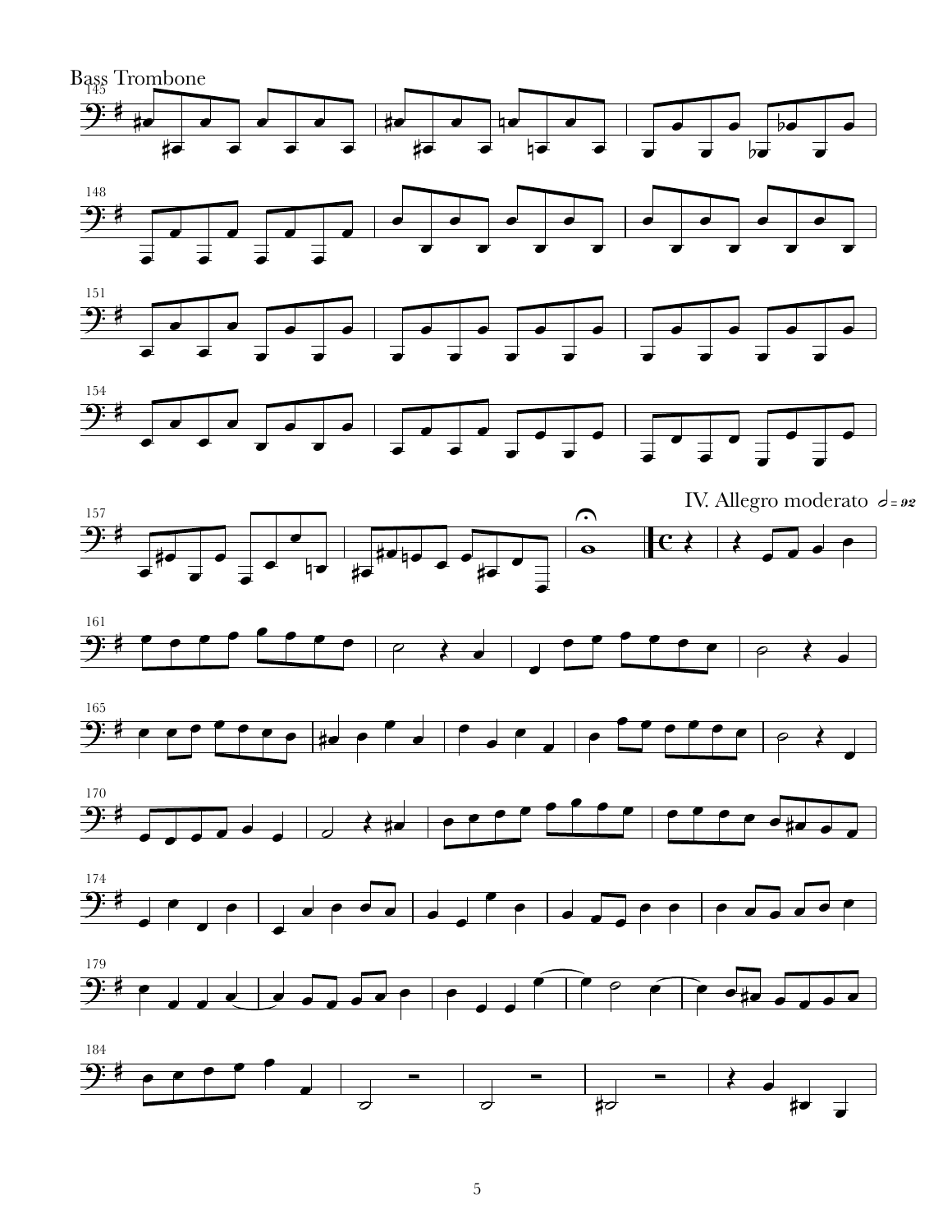Bass Trombone

IV. Allegro moderato $\text{half note} = 92$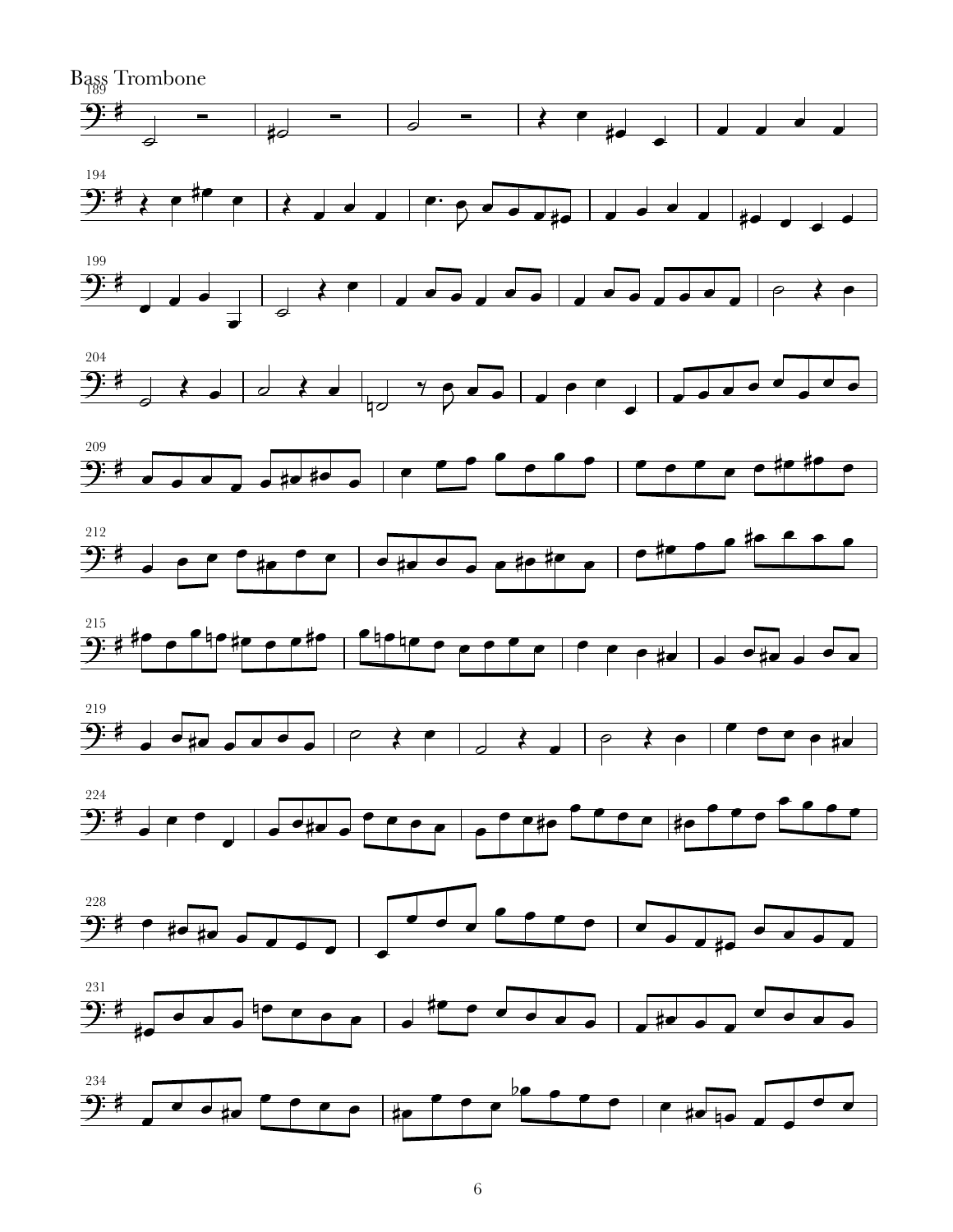Bass Trombone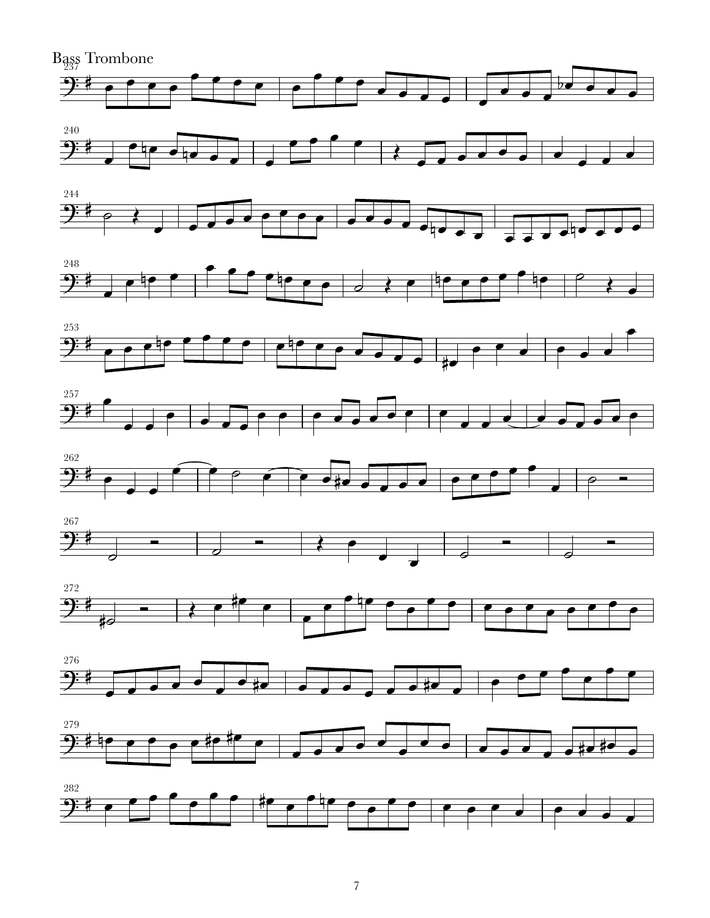Bass Trombone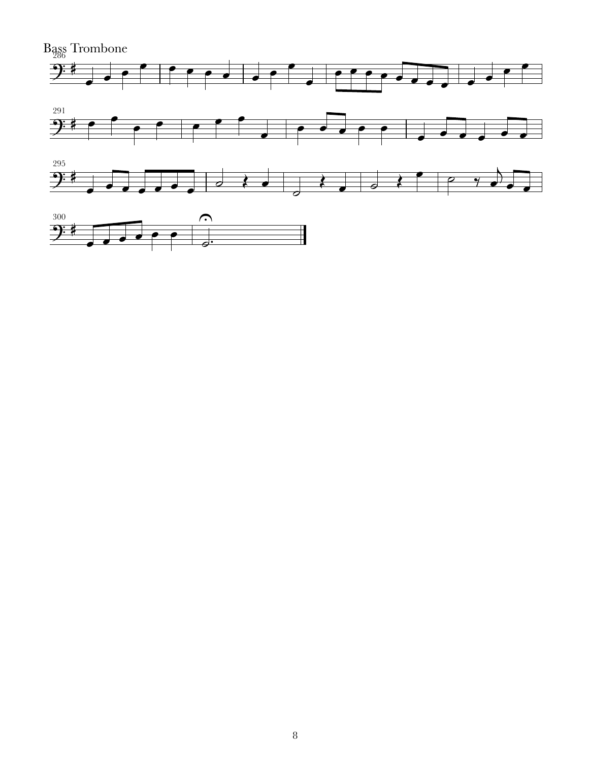Bass Trombone